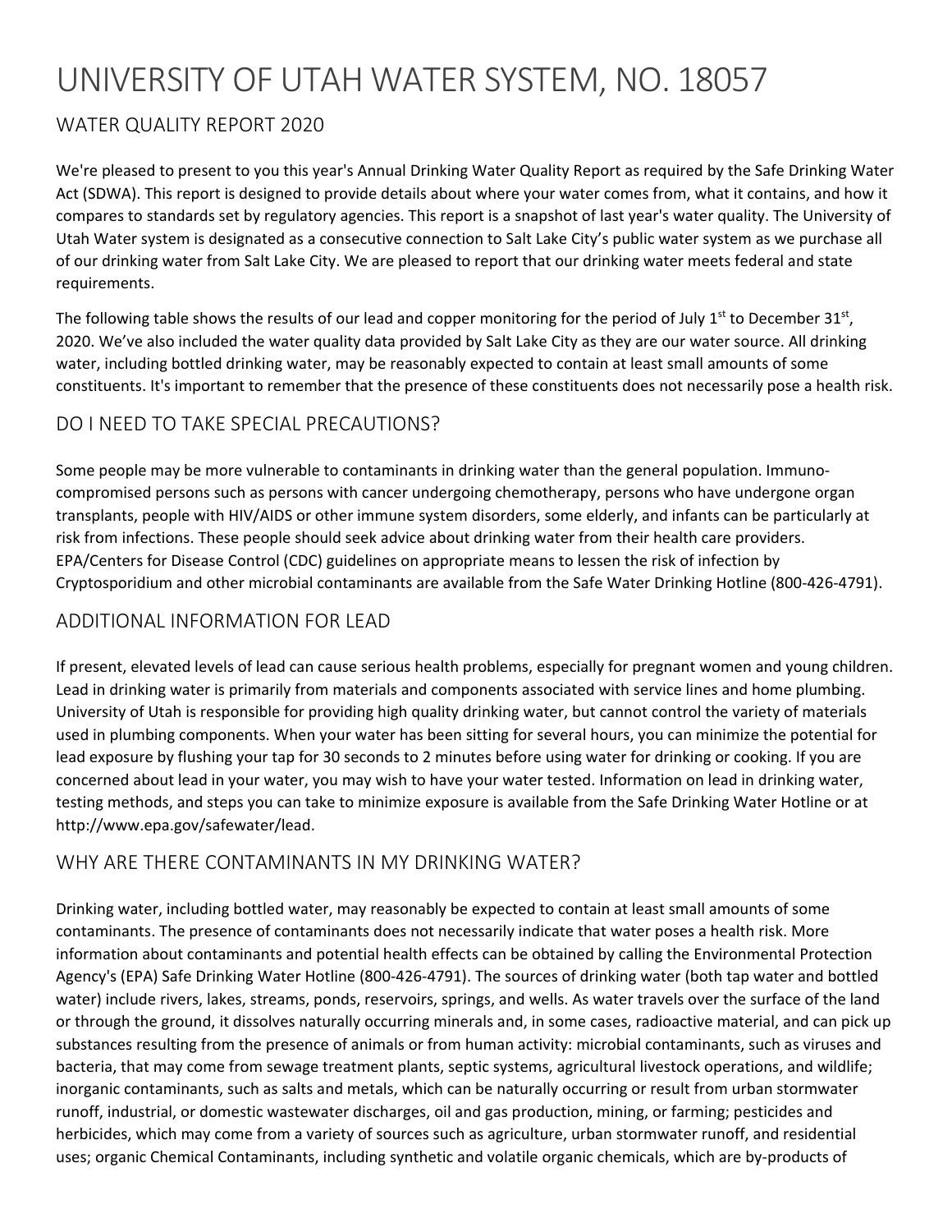# UNIVERSITY OF UTAH WATER SYSTEM, NO. 18057

## WATER QUALITY REPORT 2020

We're pleased to present to you this year's Annual Drinking Water Quality Report as required by the Safe Drinking Water Act (SDWA). This report is designed to provide details about where your water comes from, what it contains, and how it compares to standards set by regulatory agencies. This report is a snapshot of last year's water quality. The University of Utah Water system is designated as a consecutive connection to Salt Lake City's public water system as we purchase all of our drinking water from Salt Lake City. We are pleased to report that our drinking water meets federal and state requirements.

The following table shows the results of our lead and copper monitoring for the period of July 1st to December 31st, 2020. We've also included the water quality data provided by Salt Lake City as they are our water source. All drinking water, including bottled drinking water, may be reasonably expected to contain at least small amounts of some constituents. It's important to remember that the presence of these constituents does not necessarily pose a health risk.

## DO I NEED TO TAKE SPECIAL PRECAUTIONS?

Some people may be more vulnerable to contaminants in drinking water than the general population. Immuno-compromised persons such as persons with cancer undergoing chemotherapy, persons who have undergone organ transplants, people with HIV/AIDS or other immune system disorders, some elderly, and infants can be particularly at risk from infections. These people should seek advice about drinking water from their health care providers. EPA/Centers for Disease Control (CDC) guidelines on appropriate means to lessen the risk of infection by Cryptosporidium and other microbial contaminants are available from the Safe Water Drinking Hotline (800-426-4791).

## ADDITIONAL INFORMATION FOR LEAD

If present, elevated levels of lead can cause serious health problems, especially for pregnant women and young children. Lead in drinking water is primarily from materials and components associated with service lines and home plumbing. University of Utah is responsible for providing high quality drinking water, but cannot control the variety of materials used in plumbing components. When your water has been sitting for several hours, you can minimize the potential for lead exposure by flushing your tap for 30 seconds to 2 minutes before using water for drinking or cooking. If you are concerned about lead in your water, you may wish to have your water tested. Information on lead in drinking water, testing methods, and steps you can take to minimize exposure is available from the Safe Drinking Water Hotline or at http://www.epa.gov/safewater/lead.

## WHY ARE THERE CONTAMINANTS IN MY DRINKING WATER?

Drinking water, including bottled water, may reasonably be expected to contain at least small amounts of some contaminants. The presence of contaminants does not necessarily indicate that water poses a health risk. More information about contaminants and potential health effects can be obtained by calling the Environmental Protection Agency's (EPA) Safe Drinking Water Hotline (800-426-4791). The sources of drinking water (both tap water and bottled water) include rivers, lakes, streams, ponds, reservoirs, springs, and wells. As water travels over the surface of the land or through the ground, it dissolves naturally occurring minerals and, in some cases, radioactive material, and can pick up substances resulting from the presence of animals or from human activity: microbial contaminants, such as viruses and bacteria, that may come from sewage treatment plants, septic systems, agricultural livestock operations, and wildlife; inorganic contaminants, such as salts and metals, which can be naturally occurring or result from urban stormwater runoff, industrial, or domestic wastewater discharges, oil and gas production, mining, or farming; pesticides and herbicides, which may come from a variety of sources such as agriculture, urban stormwater runoff, and residential uses; organic Chemical Contaminants, including synthetic and volatile organic chemicals, which are by-products of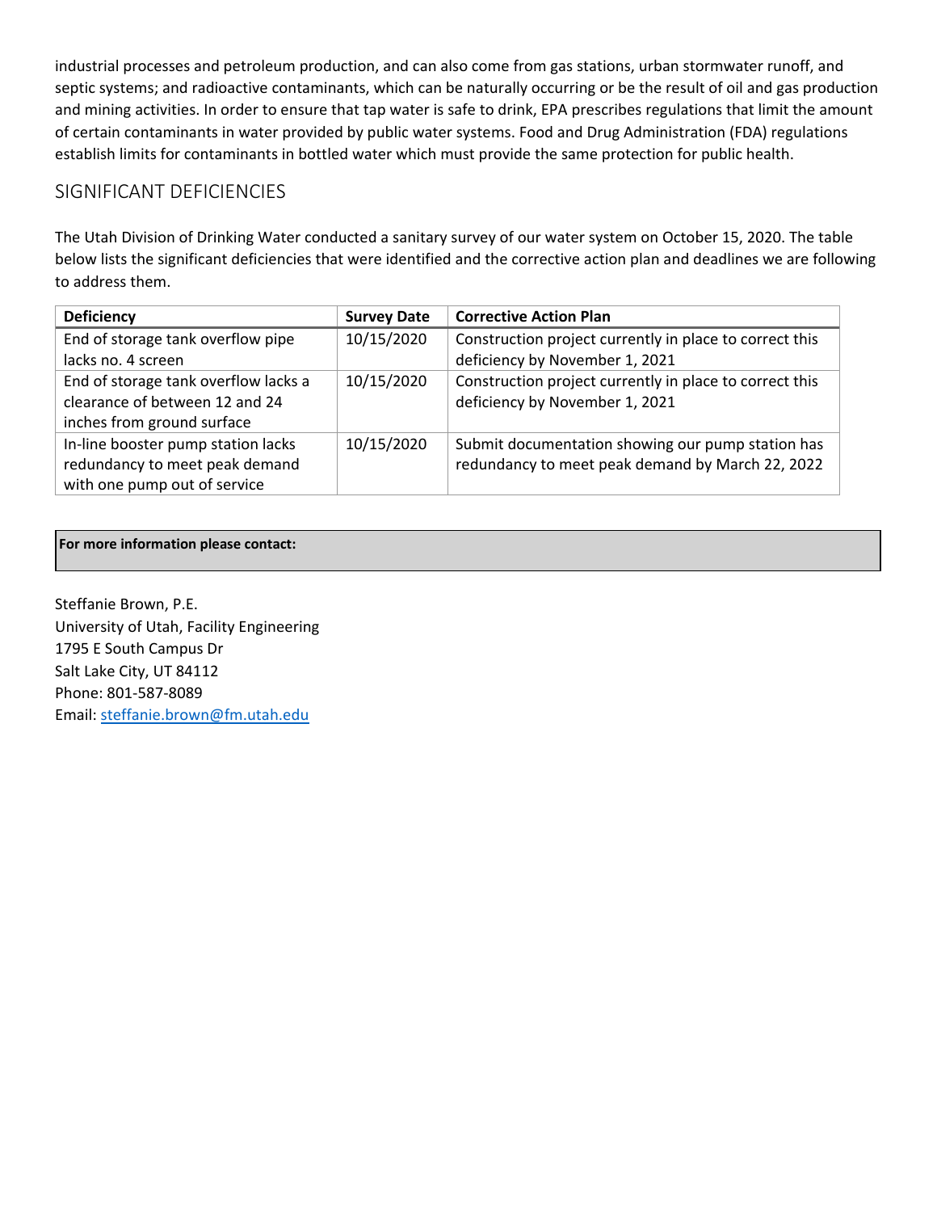industrial processes and petroleum production, and can also come from gas stations, urban stormwater runoff, and septic systems; and radioactive contaminants, which can be naturally occurring or be the result of oil and gas production and mining activities. In order to ensure that tap water is safe to drink, EPA prescribes regulations that limit the amount of certain contaminants in water provided by public water systems. Food and Drug Administration (FDA) regulations establish limits for contaminants in bottled water which must provide the same protection for public health.

## SIGNIFICANT DEFICIENCIES

The Utah Division of Drinking Water conducted a sanitary survey of our water system on October 15, 2020. The table below lists the significant deficiencies that were identified and the corrective action plan and deadlines we are following to address them.

| Deficiency | Survey Date | Corrective Action Plan |
|---|---|---|
| End of storage tank overflow pipe lacks no. 4 screen | 10/15/2020 | Construction project currently in place to correct this deficiency by November 1, 2021 |
| End of storage tank overflow lacks a clearance of between 12 and 24 inches from ground surface | 10/15/2020 | Construction project currently in place to correct this deficiency by November 1, 2021 |
| In-line booster pump station lacks redundancy to meet peak demand with one pump out of service | 10/15/2020 | Submit documentation showing our pump station has redundancy to meet peak demand by March 22, 2022 |

**For more information please contact:**

Steffanie Brown, P.E.
University of Utah, Facility Engineering
1795 E South Campus Dr
Salt Lake City, UT 84112
Phone: 801-587-8089
Email: steffanie.brown@fm.utah.edu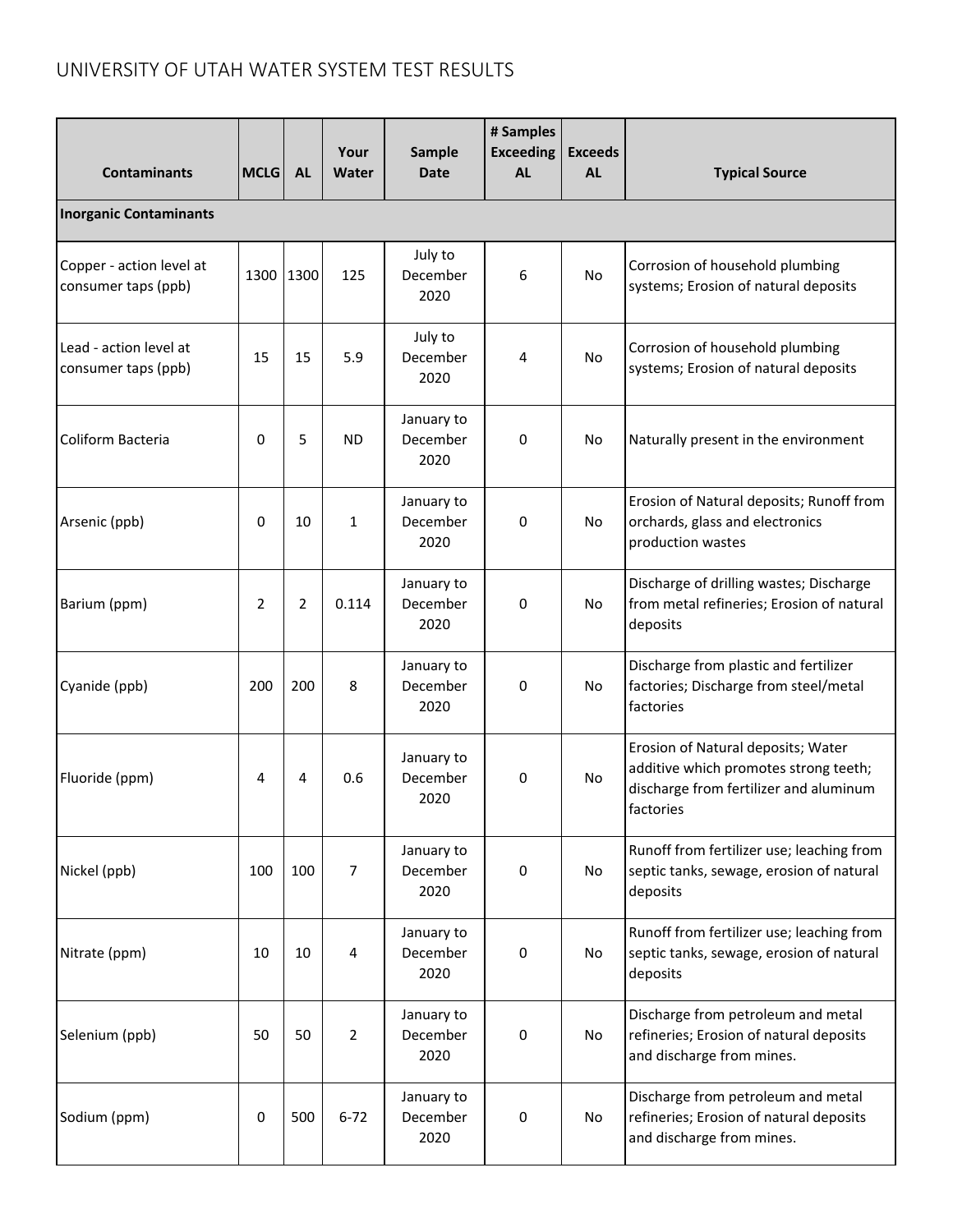# UNIVERSITY OF UTAH WATER SYSTEM TEST RESULTS

| Contaminants | MCLG | AL | Your Water | Sample Date | # Samples Exceeding AL | Exceeds AL | Typical Source |
|---|---|---|---|---|---|---|---|
| **Inorganic Contaminants** | | | | | | | |
| Copper - action level at consumer taps (ppb) | 1300 | 1300 | 125 | July to December 2020 | 6 | No | Corrosion of household plumbing systems; Erosion of natural deposits |
| Lead - action level at consumer taps (ppb) | 15 | 15 | 5.9 | July to December 2020 | 4 | No | Corrosion of household plumbing systems; Erosion of natural deposits |
| Coliform Bacteria | 0 | 5 | ND | January to December 2020 | 0 | No | Naturally present in the environment |
| Arsenic (ppb) | 0 | 10 | 1 | January to December 2020 | 0 | No | Erosion of Natural deposits; Runoff from orchards, glass and electronics production wastes |
| Barium (ppm) | 2 | 2 | 0.114 | January to December 2020 | 0 | No | Discharge of drilling wastes; Discharge from metal refineries; Erosion of natural deposits |
| Cyanide (ppb) | 200 | 200 | 8 | January to December 2020 | 0 | No | Discharge from plastic and fertilizer factories; Discharge from steel/metal factories |
| Fluoride (ppm) | 4 | 4 | 0.6 | January to December 2020 | 0 | No | Erosion of Natural deposits; Water additive which promotes strong teeth; discharge from fertilizer and aluminum factories |
| Nickel (ppb) | 100 | 100 | 7 | January to December 2020 | 0 | No | Runoff from fertilizer use; leaching from septic tanks, sewage, erosion of natural deposits |
| Nitrate (ppm) | 10 | 10 | 4 | January to December 2020 | 0 | No | Runoff from fertilizer use; leaching from septic tanks, sewage, erosion of natural deposits |
| Selenium (ppb) | 50 | 50 | 2 | January to December 2020 | 0 | No | Discharge from petroleum and metal refineries; Erosion of natural deposits and discharge from mines. |
| Sodium (ppm) | 0 | 500 | 6-72 | January to December 2020 | 0 | No | Discharge from petroleum and metal refineries; Erosion of natural deposits and discharge from mines. |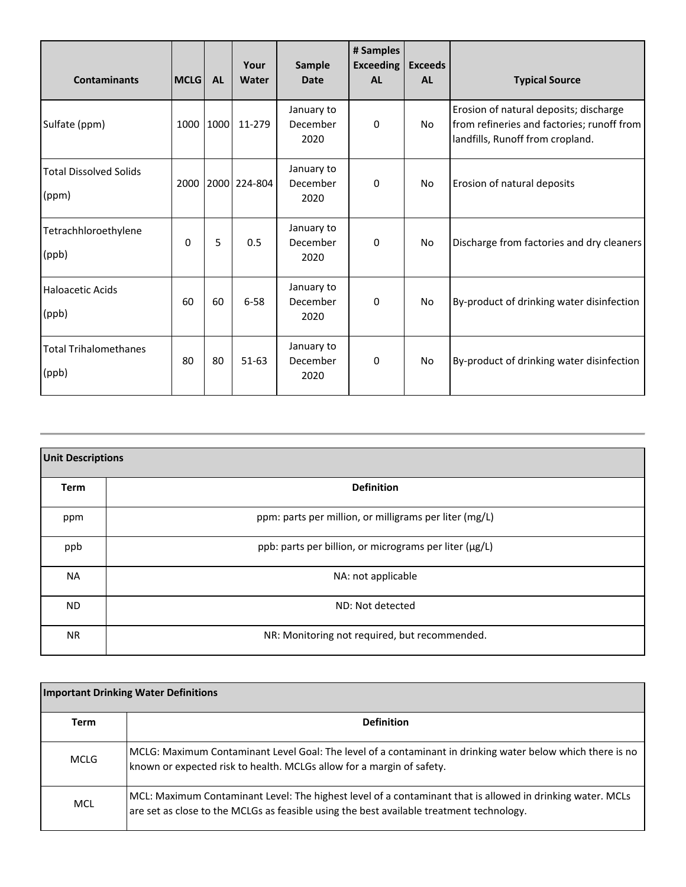| Contaminants | MCLG | AL | Your Water | Sample Date | # Samples Exceeding AL | Exceeds AL | Typical Source |
|---|---|---|---|---|---|---|---|
| Sulfate (ppm) | 1000 | 1000 | 11-279 | January to December 2020 | 0 | No | Erosion of natural deposits; discharge from refineries and factories; runoff from landfills, Runoff from cropland. |
| Total Dissolved Solids (ppm) | 2000 | 2000 | 224-804 | January to December 2020 | 0 | No | Erosion of natural deposits |
| Tetrachhloroethylene (ppb) | 0 | 5 | 0.5 | January to December 2020 | 0 | No | Discharge from factories and dry cleaners |
| Haloacetic Acids (ppb) | 60 | 60 | 6-58 | January to December 2020 | 0 | No | By-product of drinking water disinfection |
| Total Trihalomethanes (ppb) | 80 | 80 | 51-63 | January to December 2020 | 0 | No | By-product of drinking water disinfection |

**Unit Descriptions**

| Term | Definition |
|---|---|
| ppm | ppm: parts per million, or milligrams per liter (mg/L) |
| ppb | ppb: parts per billion, or micrograms per liter (µg/L) |
| NA | NA: not applicable |
| ND | ND: Not detected |
| NR | NR: Monitoring not required, but recommended. |

**Important Drinking Water Definitions**

| Term | Definition |
|---|---|
| MCLG | MCLG: Maximum Contaminant Level Goal: The level of a contaminant in drinking water below which there is no known or expected risk to health. MCLGs allow for a margin of safety. |
| MCL | MCL: Maximum Contaminant Level: The highest level of a contaminant that is allowed in drinking water. MCLs are set as close to the MCLGs as feasible using the best available treatment technology. |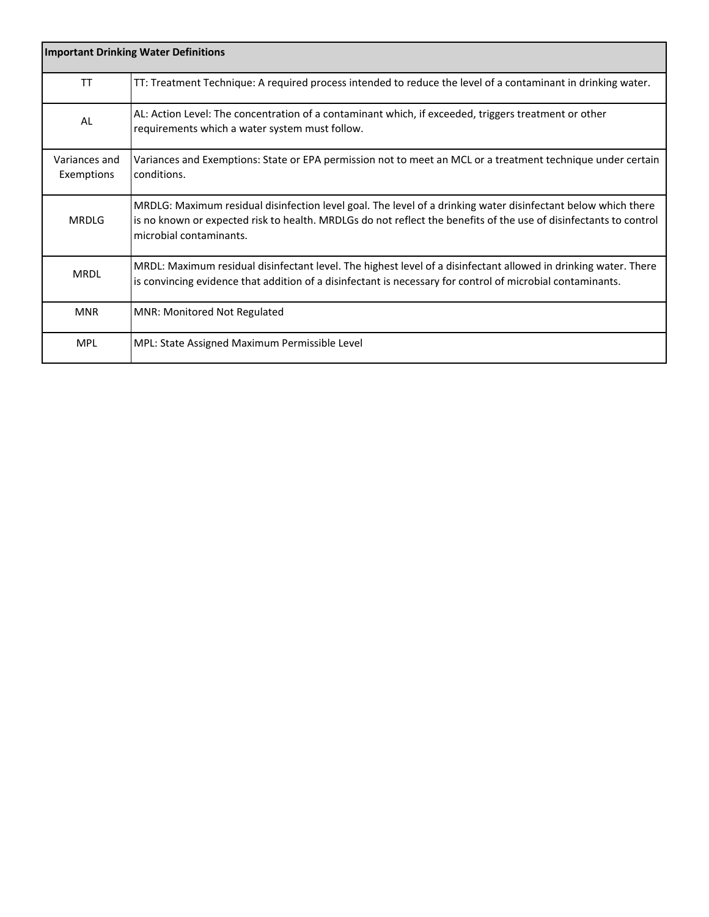| Important Drinking Water Definitions | |
|---|---|
| TT | TT: Treatment Technique: A required process intended to reduce the level of a contaminant in drinking water. |
| AL | AL: Action Level: The concentration of a contaminant which, if exceeded, triggers treatment or other requirements which a water system must follow. |
| Variances and Exemptions | Variances and Exemptions: State or EPA permission not to meet an MCL or a treatment technique under certain conditions. |
| MRDLG | MRDLG: Maximum residual disinfection level goal. The level of a drinking water disinfectant below which there is no known or expected risk to health. MRDLGs do not reflect the benefits of the use of disinfectants to control microbial contaminants. |
| MRDL | MRDL: Maximum residual disinfectant level. The highest level of a disinfectant allowed in drinking water. There is convincing evidence that addition of a disinfectant is necessary for control of microbial contaminants. |
| MNR | MNR: Monitored Not Regulated |
| MPL | MPL: State Assigned Maximum Permissible Level |